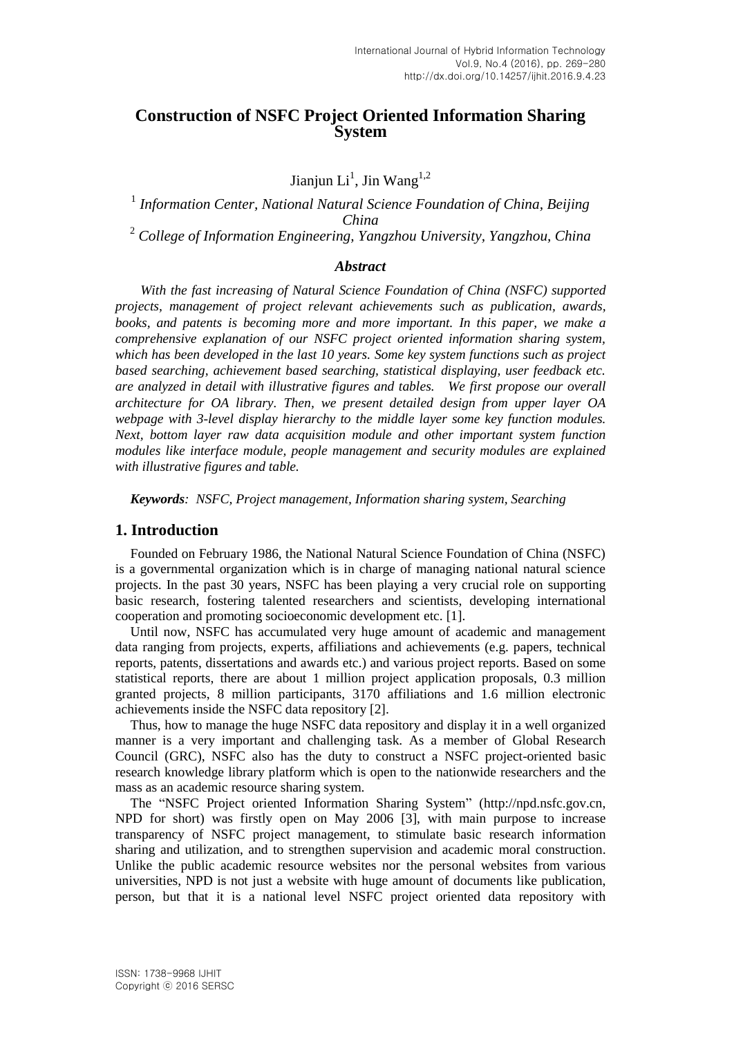# Construction of NSFC Project Oriented Information Sharing System

Jianjun Li[1], Jin Wang[1,2]

[1] *Information Center, National Natural Science Foundation of China, Beijing China*

[2] *College of Information Engineering, Yangzhou University, Yangzhou, China*

### *Abstract*

*With the fast increasing of Natural Science Foundation of China (NSFC) supported projects, management of project relevant achievements such as publication, awards, books, and patents is becoming more and more important. In this paper, we make a comprehensive explanation of our NSFC project oriented information sharing system, which has been developed in the last 10 years. Some key system functions such as project based searching, achievement based searching, statistical displaying, user feedback etc. are analyzed in detail with illustrative figures and tables. We first propose our overall architecture for OA library. Then, we present detailed design from upper layer OA webpage with 3-level display hierarchy to the middle layer some key function modules. Next, bottom layer raw data acquisition module and other important system function modules like interface module, people management and security modules are explained with illustrative figures and table.*

***Keywords****: NSFC, Project management, Information sharing system, Searching*

## 1. Introduction

Founded on February 1986, the National Natural Science Foundation of China (NSFC) is a governmental organization which is in charge of managing national natural science projects. In the past 30 years, NSFC has been playing a very crucial role on supporting basic research, fostering talented researchers and scientists, developing international cooperation and promoting socioeconomic development etc. [1].

Until now, NSFC has accumulated very huge amount of academic and management data ranging from projects, experts, affiliations and achievements (e.g. papers, technical reports, patents, dissertations and awards etc.) and various project reports. Based on some statistical reports, there are about 1 million project application proposals, 0.3 million granted projects, 8 million participants, 3170 affiliations and 1.6 million electronic achievements inside the NSFC data repository [2].

Thus, how to manage the huge NSFC data repository and display it in a well organized manner is a very important and challenging task. As a member of Global Research Council (GRC), NSFC also has the duty to construct a NSFC project-oriented basic research knowledge library platform which is open to the nationwide researchers and the mass as an academic resource sharing system.

The "NSFC Project oriented Information Sharing System" (http://npd.nsfc.gov.cn, NPD for short) was firstly open on May 2006 [3], with main purpose to increase transparency of NSFC project management, to stimulate basic research information sharing and utilization, and to strengthen supervision and academic moral construction. Unlike the public academic resource websites nor the personal websites from various universities, NPD is not just a website with huge amount of documents like publication, person, but that it is a national level NSFC project oriented data repository with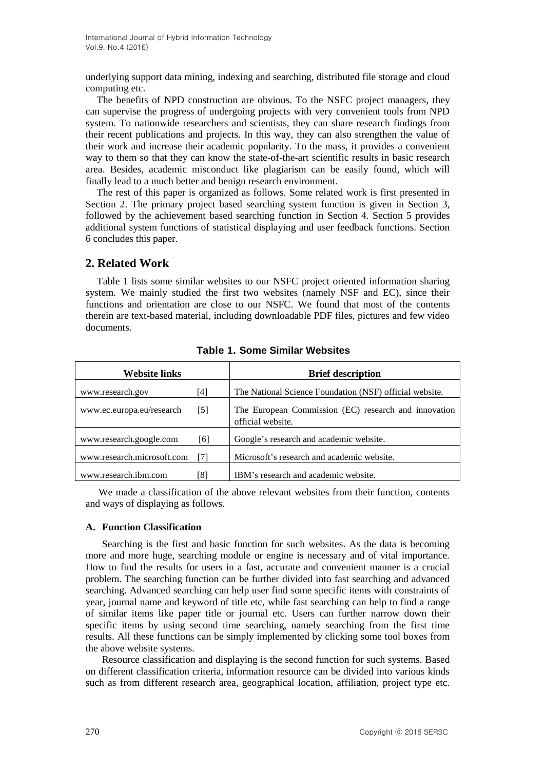underlying support data mining, indexing and searching, distributed file storage and cloud computing etc.

The benefits of NPD construction are obvious. To the NSFC project managers, they can supervise the progress of undergoing projects with very convenient tools from NPD system. To nationwide researchers and scientists, they can share research findings from their recent publications and projects. In this way, they can also strengthen the value of their work and increase their academic popularity. To the mass, it provides a convenient way to them so that they can know the state-of-the-art scientific results in basic research area. Besides, academic misconduct like plagiarism can be easily found, which will finally lead to a much better and benign research environment.

The rest of this paper is organized as follows. Some related work is first presented in Section 2. The primary project based searching system function is given in Section 3, followed by the achievement based searching function in Section 4. Section 5 provides additional system functions of statistical displaying and user feedback functions. Section 6 concludes this paper.

## 2. Related Work

Table 1 lists some similar websites to our NSFC project oriented information sharing system. We mainly studied the first two websites (namely NSF and EC), since their functions and orientation are close to our NSFC. We found that most of the contents therein are text-based material, including downloadable PDF files, pictures and few video documents.

**Table 1. Some Similar Websites**

| Website links | | Brief description |
|---|---|---|
| www.research.gov | [4] | The National Science Foundation (NSF) official website. |
| www.ec.europa.eu/research | [5] | The European Commission (EC) research and innovation official website. |
| www.research.google.com | [6] | Google's research and academic website. |
| www.research.microsoft.com | [7] | Microsoft's research and academic website. |
| www.research.ibm.com | [8] | IBM's research and academic website. |

We made a classification of the above relevant websites from their function, contents and ways of displaying as follows.

### A. Function Classification

Searching is the first and basic function for such websites. As the data is becoming more and more huge, searching module or engine is necessary and of vital importance. How to find the results for users in a fast, accurate and convenient manner is a crucial problem. The searching function can be further divided into fast searching and advanced searching. Advanced searching can help user find some specific items with constraints of year, journal name and keyword of title etc, while fast searching can help to find a range of similar items like paper title or journal etc. Users can further narrow down their specific items by using second time searching, namely searching from the first time results. All these functions can be simply implemented by clicking some tool boxes from the above website systems.

Resource classification and displaying is the second function for such systems. Based on different classification criteria, information resource can be divided into various kinds such as from different research area, geographical location, affiliation, project type etc.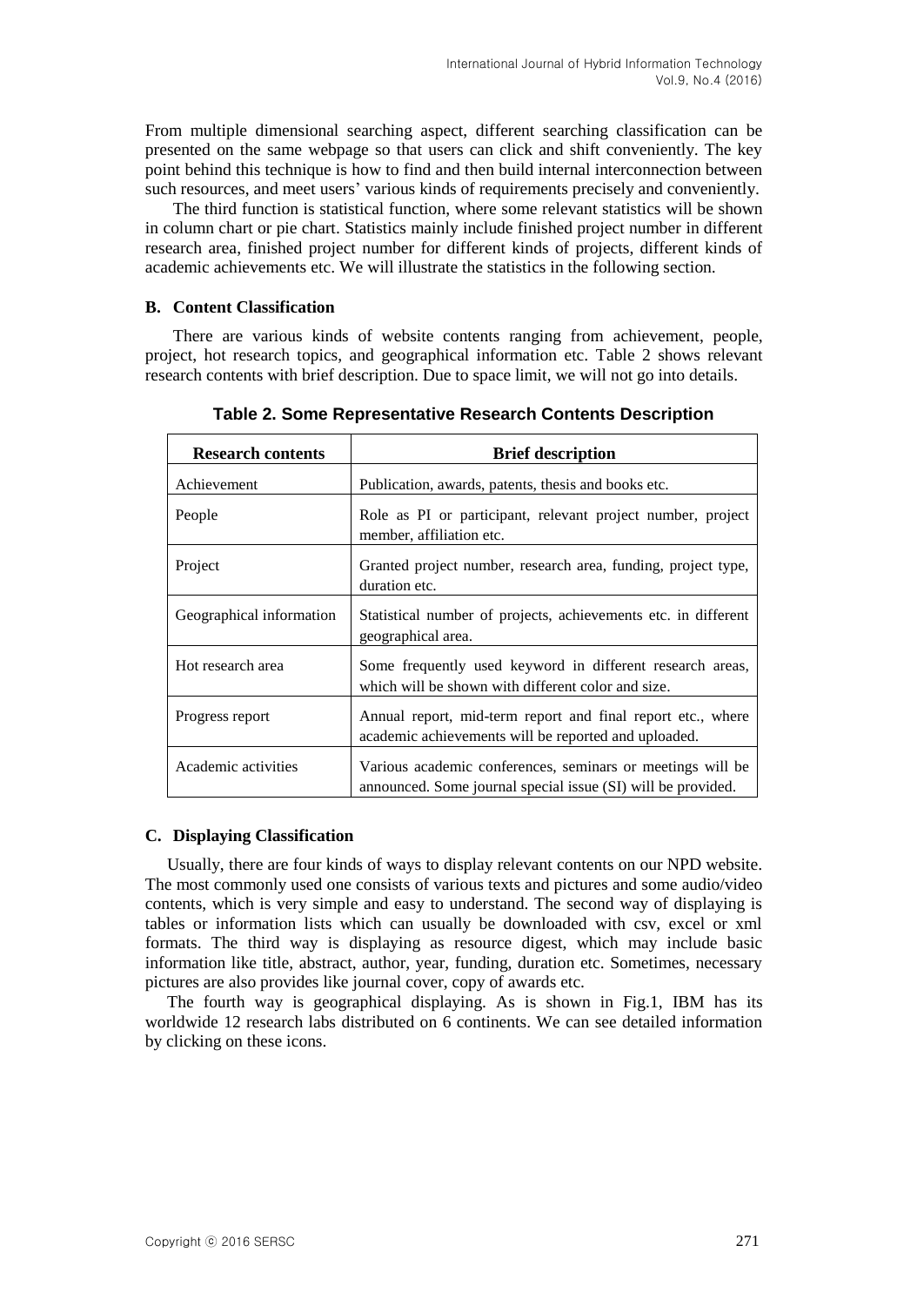From multiple dimensional searching aspect, different searching classification can be presented on the same webpage so that users can click and shift conveniently. The key point behind this technique is how to find and then build internal interconnection between such resources, and meet users' various kinds of requirements precisely and conveniently.

The third function is statistical function, where some relevant statistics will be shown in column chart or pie chart. Statistics mainly include finished project number in different research area, finished project number for different kinds of projects, different kinds of academic achievements etc. We will illustrate the statistics in the following section.

### B. Content Classification

There are various kinds of website contents ranging from achievement, people, project, hot research topics, and geographical information etc. Table 2 shows relevant research contents with brief description. Due to space limit, we will not go into details.

**Table 2. Some Representative Research Contents Description**

| Research contents | Brief description |
|---|---|
| Achievement | Publication, awards, patents, thesis and books etc. |
| People | Role as PI or participant, relevant project number, project member, affiliation etc. |
| Project | Granted project number, research area, funding, project type, duration etc. |
| Geographical information | Statistical number of projects, achievements etc. in different geographical area. |
| Hot research area | Some frequently used keyword in different research areas, which will be shown with different color and size. |
| Progress report | Annual report, mid-term report and final report etc., where academic achievements will be reported and uploaded. |
| Academic activities | Various academic conferences, seminars or meetings will be announced. Some journal special issue (SI) will be provided. |

### C. Displaying Classification

Usually, there are four kinds of ways to display relevant contents on our NPD website. The most commonly used one consists of various texts and pictures and some audio/video contents, which is very simple and easy to understand. The second way of displaying is tables or information lists which can usually be downloaded with csv, excel or xml formats. The third way is displaying as resource digest, which may include basic information like title, abstract, author, year, funding, duration etc. Sometimes, necessary pictures are also provides like journal cover, copy of awards etc.

The fourth way is geographical displaying. As is shown in Fig.1, IBM has its worldwide 12 research labs distributed on 6 continents. We can see detailed information by clicking on these icons.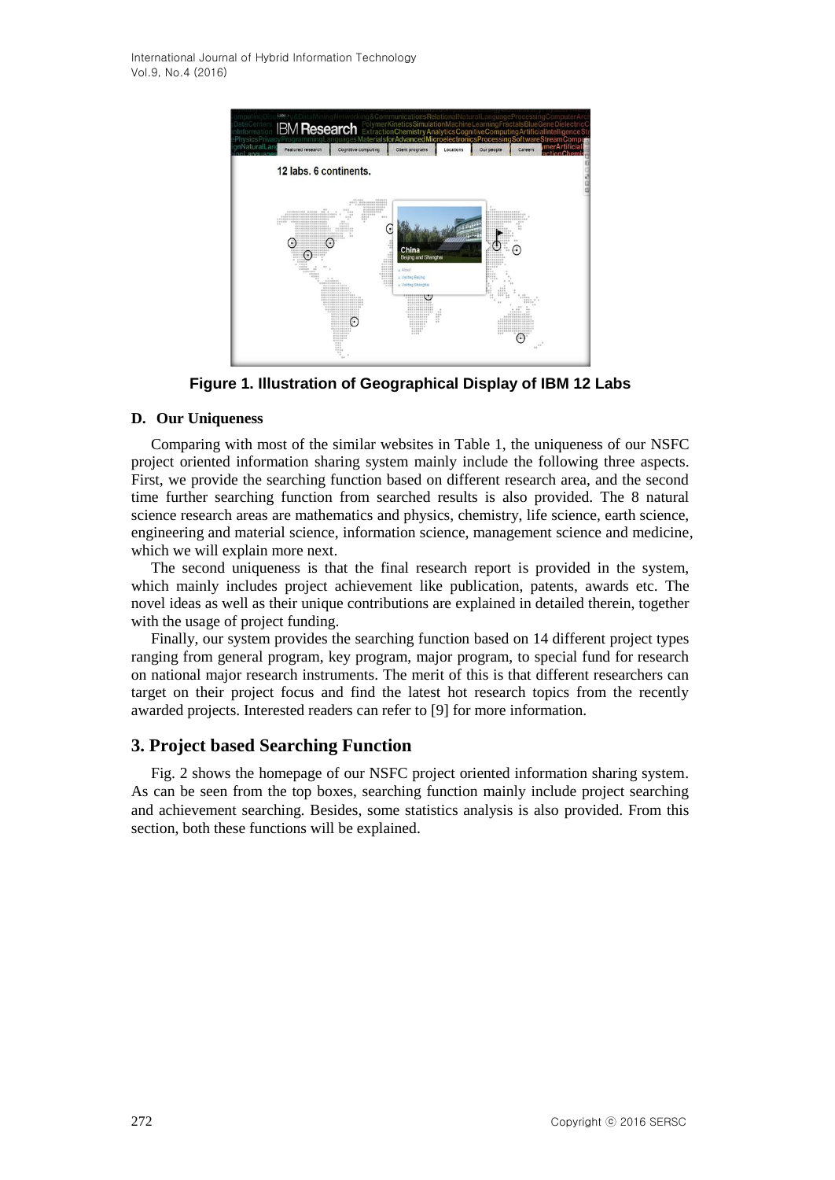Figure 1. Illustration of Geographical Display of IBM 12 Labs

### D. Our Uniqueness

Comparing with most of the similar websites in Table 1, the uniqueness of our NSFC project oriented information sharing system mainly include the following three aspects. First, we provide the searching function based on different research area, and the second time further searching function from searched results is also provided. The 8 natural science research areas are mathematics and physics, chemistry, life science, earth science, engineering and material science, information science, management science and medicine, which we will explain more next.

The second uniqueness is that the final research report is provided in the system, which mainly includes project achievement like publication, patents, awards etc. The novel ideas as well as their unique contributions are explained in detailed therein, together with the usage of project funding.

Finally, our system provides the searching function based on 14 different project types ranging from general program, key program, major program, to special fund for research on national major research instruments. The merit of this is that different researchers can target on their project focus and find the latest hot research topics from the recently awarded projects. Interested readers can refer to [9] for more information.

## 3. Project based Searching Function

Fig. 2 shows the homepage of our NSFC project oriented information sharing system. As can be seen from the top boxes, searching function mainly include project searching and achievement searching. Besides, some statistics analysis is also provided. From this section, both these functions will be explained.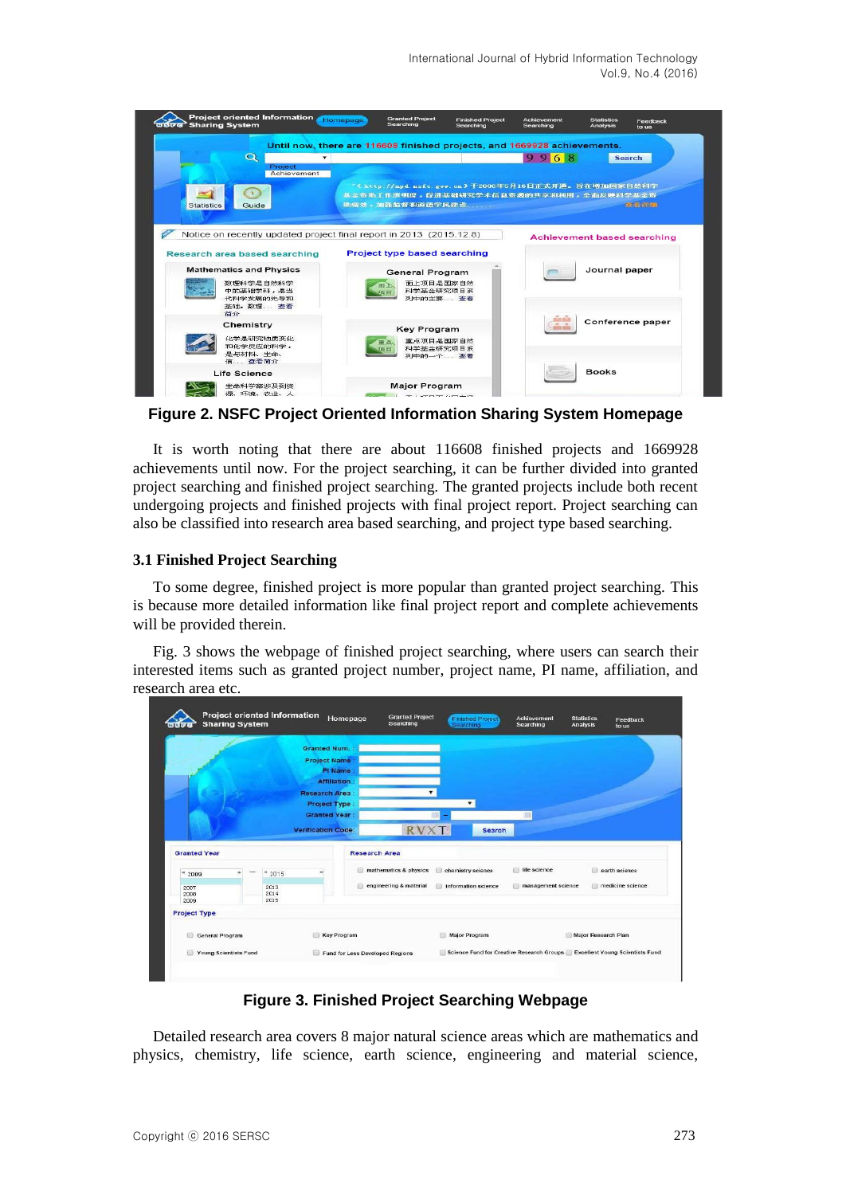**Figure 2. NSFC Project Oriented Information Sharing System Homepage**

It is worth noting that there are about 116608 finished projects and 1669928 achievements until now. For the project searching, it can be further divided into granted project searching and finished project searching. The granted projects include both recent undergoing projects and finished projects with final project report. Project searching can also be classified into research area based searching, and project type based searching.

### 3.1 Finished Project Searching

To some degree, finished project is more popular than granted project searching. This is because more detailed information like final project report and complete achievements will be provided therein.

Fig. 3 shows the webpage of finished project searching, where users can search their interested items such as granted project number, project name, PI name, affiliation, and research area etc.

**Figure 3. Finished Project Searching Webpage**

Detailed research area covers 8 major natural science areas which are mathematics and physics, chemistry, life science, earth science, engineering and material science,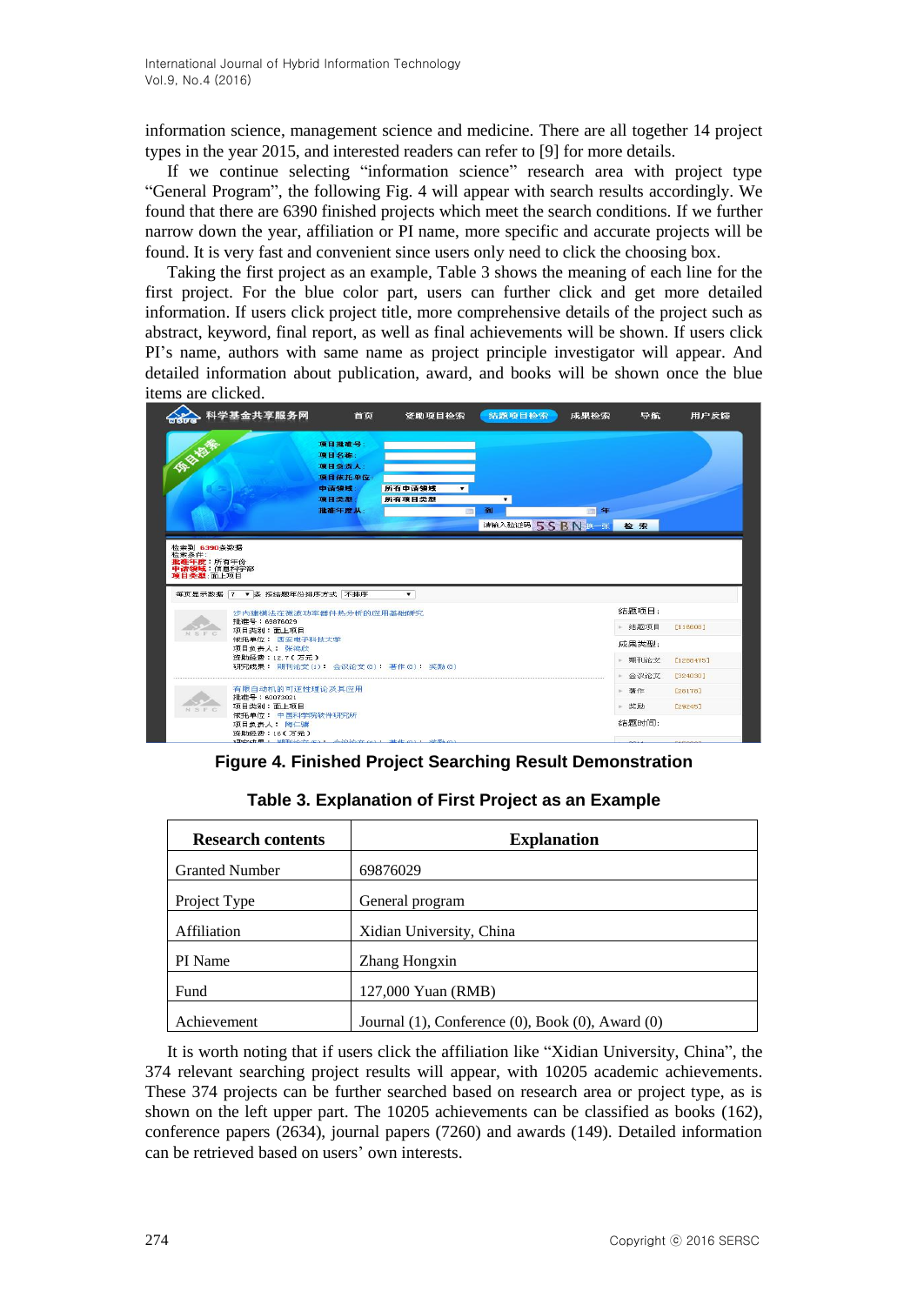information science, management science and medicine. There are all together 14 project types in the year 2015, and interested readers can refer to [9] for more details.

If we continue selecting "information science" research area with project type "General Program", the following Fig. 4 will appear with search results accordingly. We found that there are 6390 finished projects which meet the search conditions. If we further narrow down the year, affiliation or PI name, more specific and accurate projects will be found. It is very fast and convenient since users only need to click the choosing box.

Taking the first project as an example, Table 3 shows the meaning of each line for the first project. For the blue color part, users can further click and get more detailed information. If users click project title, more comprehensive details of the project such as abstract, keyword, final report, as well as final achievements will be shown. If users click PI's name, authors with same name as project principle investigator will appear. And detailed information about publication, award, and books will be shown once the blue items are clicked.

**Figure 4. Finished Project Searching Result Demonstration**

**Table 3. Explanation of First Project as an Example**

| Research contents | Explanation |
|---|---|
| Granted Number | 69876029 |
| Project Type | General program |
| Affiliation | Xidian University, China |
| PI Name | Zhang Hongxin |
| Fund | 127,000 Yuan (RMB) |
| Achievement | Journal (1), Conference (0), Book (0), Award (0) |

It is worth noting that if users click the affiliation like "Xidian University, China", the 374 relevant searching project results will appear, with 10205 academic achievements. These 374 projects can be further searched based on research area or project type, as is shown on the left upper part. The 10205 achievements can be classified as books (162), conference papers (2634), journal papers (7260) and awards (149). Detailed information can be retrieved based on users' own interests.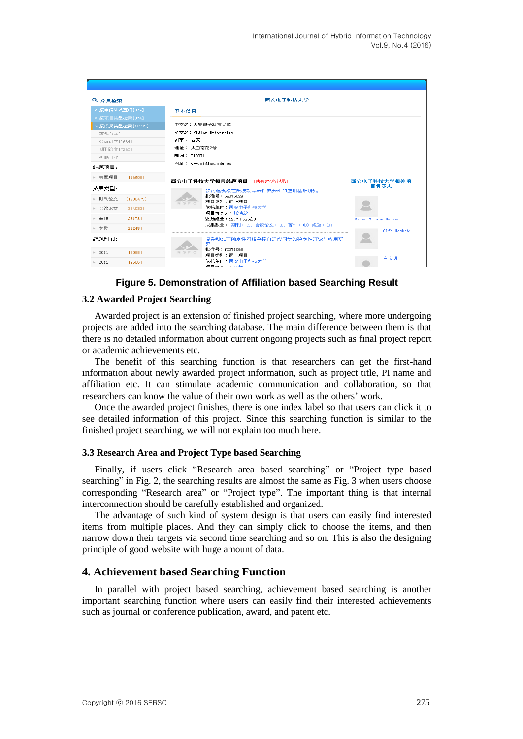**Figure 5. Demonstration of Affiliation based Searching Result**

### 3.2 Awarded Project Searching

Awarded project is an extension of finished project searching, where more undergoing projects are added into the searching database. The main difference between them is that there is no detailed information about current ongoing projects such as final project report or academic achievements etc.

The benefit of this searching function is that researchers can get the first-hand information about newly awarded project information, such as project title, PI name and affiliation etc. It can stimulate academic communication and collaboration, so that researchers can know the value of their own work as well as the others' work.

Once the awarded project finishes, there is one index label so that users can click it to see detailed information of this project. Since this searching function is similar to the finished project searching, we will not explain too much here.

### 3.3 Research Area and Project Type based Searching

Finally, if users click "Research area based searching" or "Project type based searching" in Fig. 2, the searching results are almost the same as Fig. 3 when users choose corresponding "Research area" or "Project type". The important thing is that internal interconnection should be carefully established and organized.

The advantage of such kind of system design is that users can easily find interested items from multiple places. And they can simply click to choose the items, and then narrow down their targets via second time searching and so on. This is also the designing principle of good website with huge amount of data.

## 4. Achievement based Searching Function

In parallel with project based searching, achievement based searching is another important searching function where users can easily find their interested achievements such as journal or conference publication, award, and patent etc.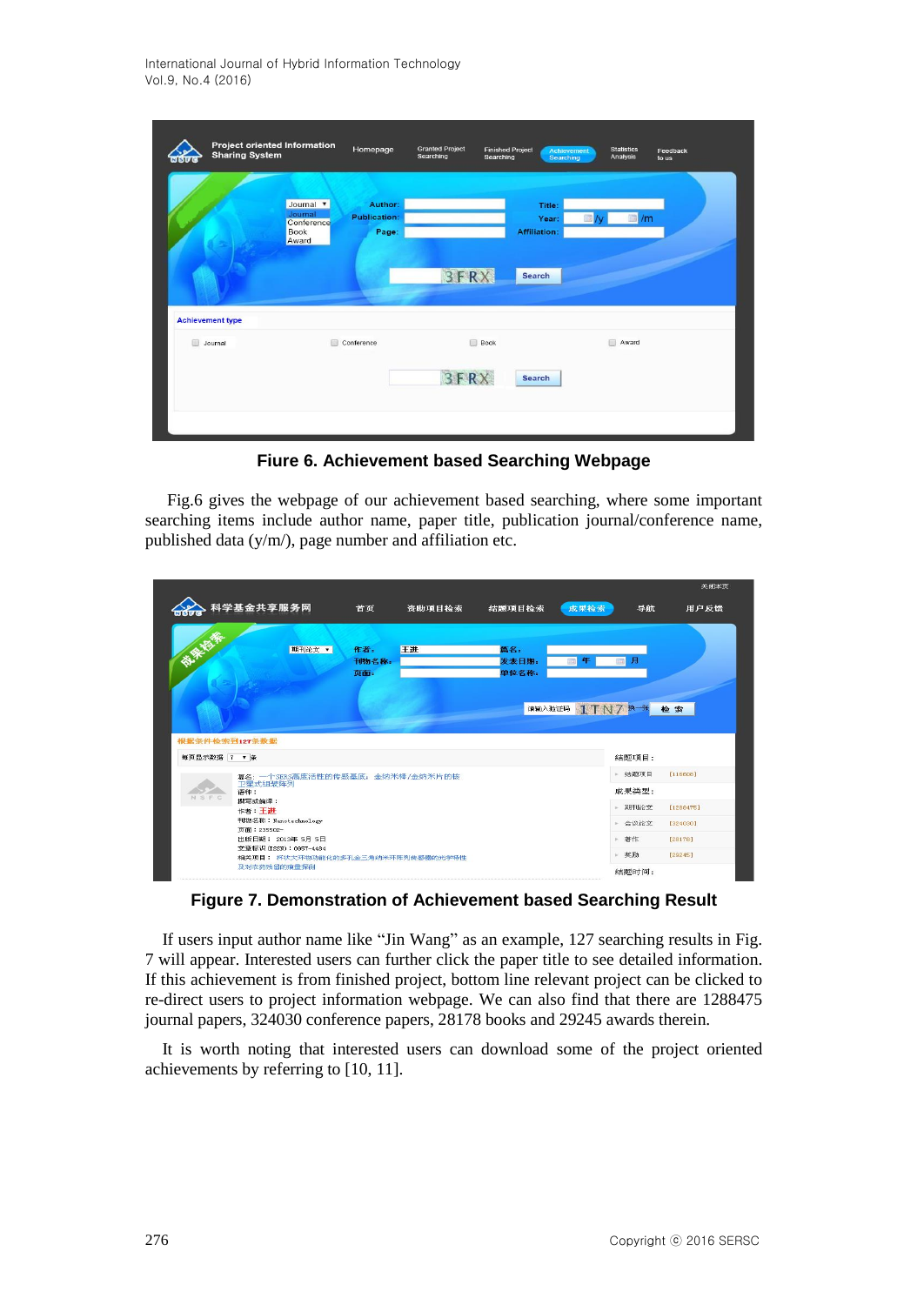**Fiure 6. Achievement based Searching Webpage**

Fig.6 gives the webpage of our achievement based searching, where some important searching items include author name, paper title, publication journal/conference name, published data (y/m/), page number and affiliation etc.

**Figure 7. Demonstration of Achievement based Searching Result**

If users input author name like “Jin Wang” as an example, 127 searching results in Fig. 7 will appear. Interested users can further click the paper title to see detailed information. If this achievement is from finished project, bottom line relevant project can be clicked to re-direct users to project information webpage. We can also find that there are 1288475 journal papers, 324030 conference papers, 28178 books and 29245 awards therein.

It is worth noting that interested users can download some of the project oriented achievements by referring to [10, 11].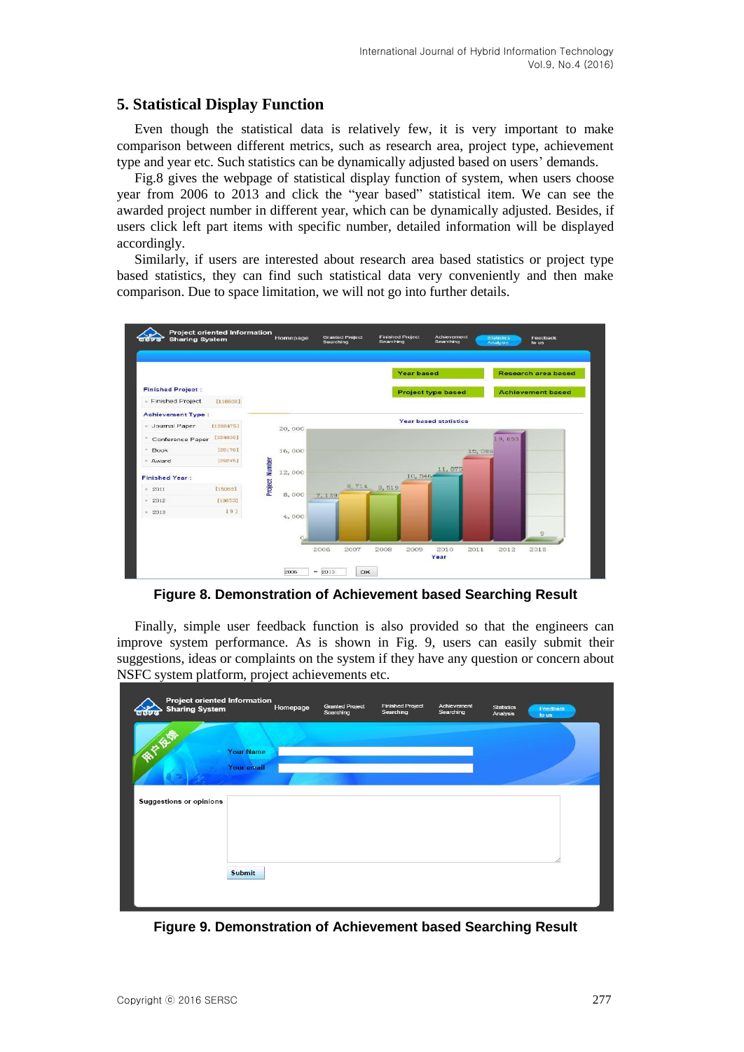## 5. Statistical Display Function

Even though the statistical data is relatively few, it is very important to make comparison between different metrics, such as research area, project type, achievement type and year etc. Such statistics can be dynamically adjusted based on users' demands.

Fig.8 gives the webpage of statistical display function of system, when users choose year from 2006 to 2013 and click the "year based" statistical item. We can see the awarded project number in different year, which can be dynamically adjusted. Besides, if users click left part items with specific number, detailed information will be displayed accordingly.

Similarly, if users are interested about research area based statistics or project type based statistics, they can find such statistical data very conveniently and then make comparison. Due to space limitation, we will not go into further details.

**Figure 8. Demonstration of Achievement based Searching Result**

Finally, simple user feedback function is also provided so that the engineers can improve system performance. As is shown in Fig. 9, users can easily submit their suggestions, ideas or complaints on the system if they have any question or concern about NSFC system platform, project achievements etc.

**Figure 9. Demonstration of Achievement based Searching Result**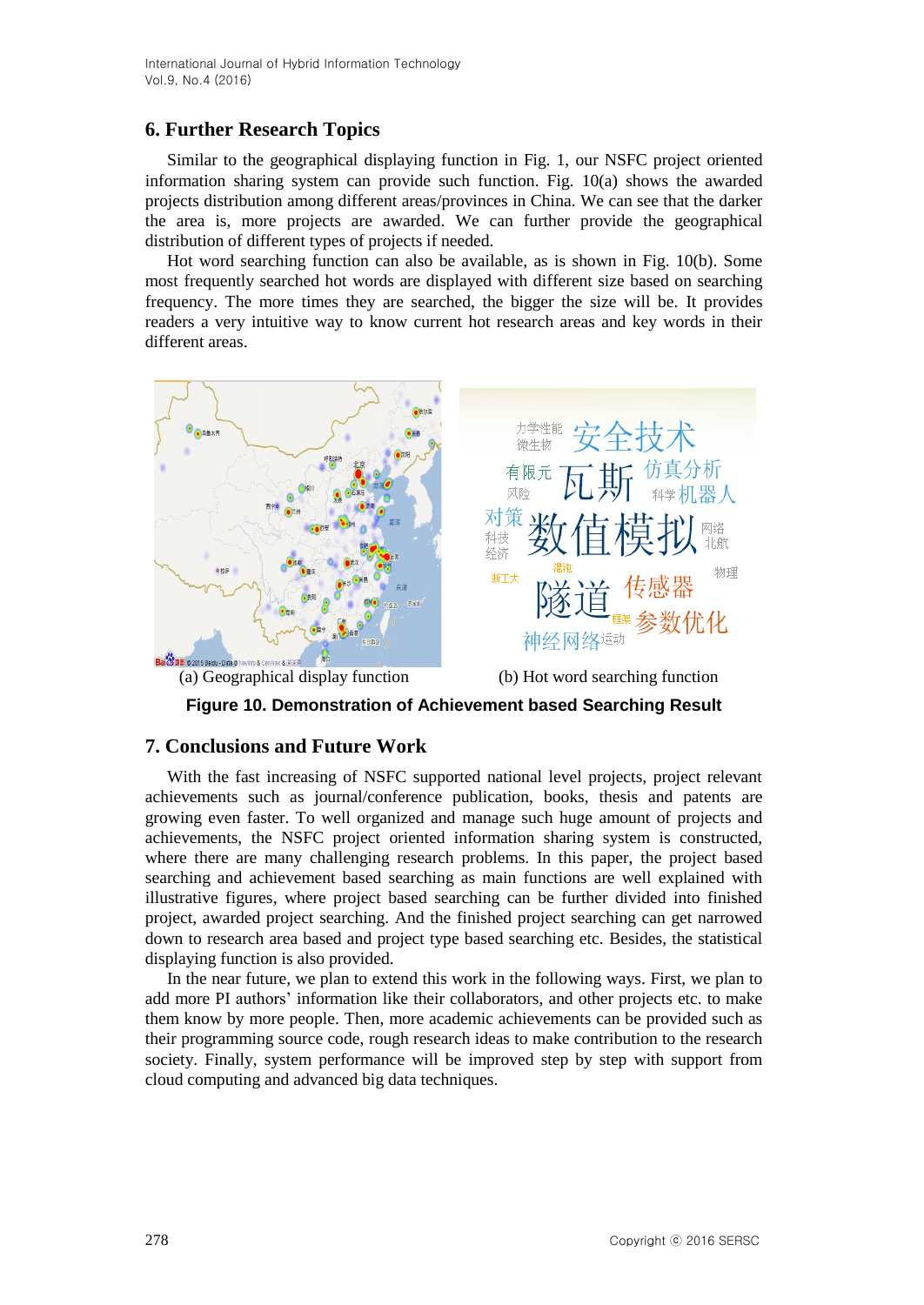## 6. Further Research Topics

Similar to the geographical displaying function in Fig. 1, our NSFC project oriented information sharing system can provide such function. Fig. 10(a) shows the awarded projects distribution among different areas/provinces in China. We can see that the darker the area is, more projects are awarded. We can further provide the geographical distribution of different types of projects if needed.

Hot word searching function can also be available, as is shown in Fig. 10(b). Some most frequently searched hot words are displayed with different size based on searching frequency. The more times they are searched, the bigger the size will be. It provides readers a very intuitive way to know current hot research areas and key words in their different areas.

(a) Geographical display function (b) Hot word searching function

**Figure 10. Demonstration of Achievement based Searching Result**

## 7. Conclusions and Future Work

With the fast increasing of NSFC supported national level projects, project relevant achievements such as journal/conference publication, books, thesis and patents are growing even faster. To well organized and manage such huge amount of projects and achievements, the NSFC project oriented information sharing system is constructed, where there are many challenging research problems. In this paper, the project based searching and achievement based searching as main functions are well explained with illustrative figures, where project based searching can be further divided into finished project, awarded project searching. And the finished project searching can get narrowed down to research area based and project type based searching etc. Besides, the statistical displaying function is also provided.

In the near future, we plan to extend this work in the following ways. First, we plan to add more PI authors' information like their collaborators, and other projects etc. to make them know by more people. Then, more academic achievements can be provided such as their programming source code, rough research ideas to make contribution to the research society. Finally, system performance will be improved step by step with support from cloud computing and advanced big data techniques.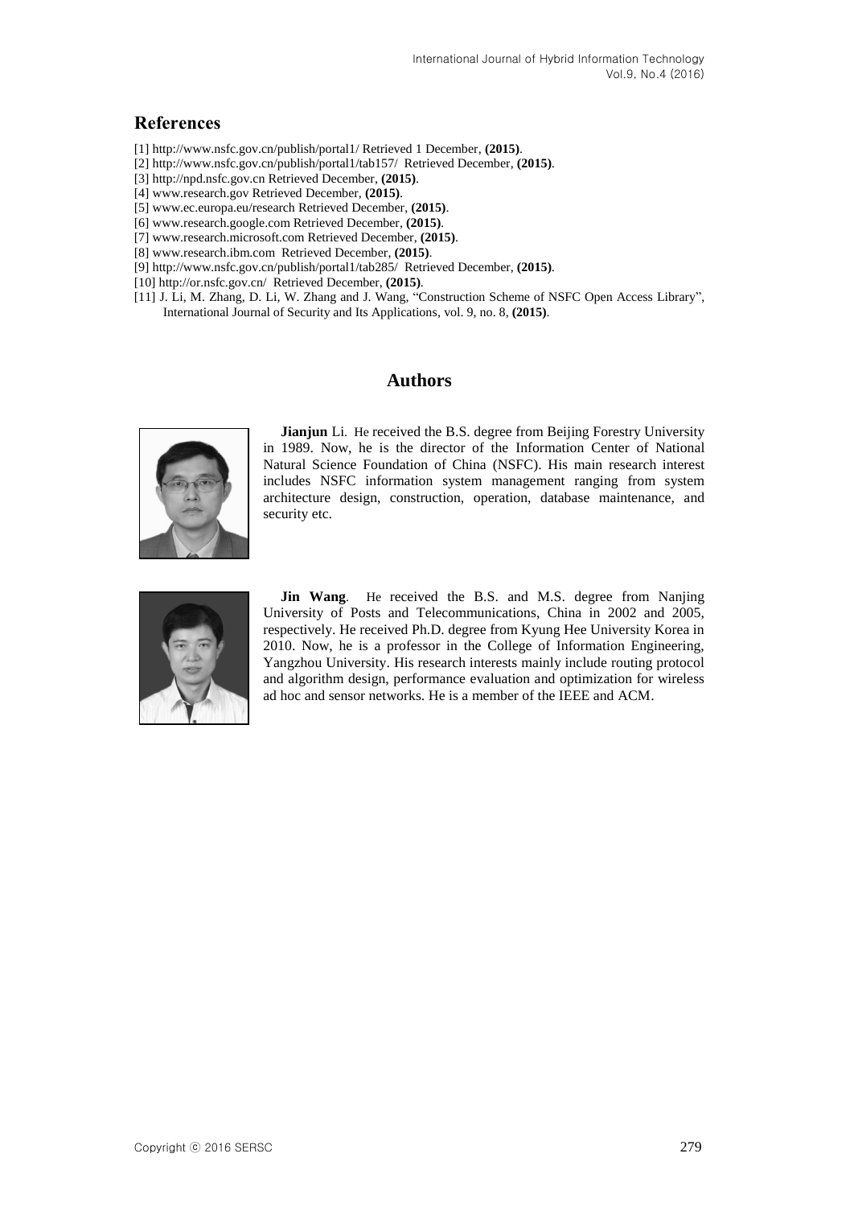## References

[1] http://www.nsfc.gov.cn/publish/portal1/ Retrieved 1 December, **(2015)**.

[2] http://www.nsfc.gov.cn/publish/portal1/tab157/ Retrieved December, **(2015)**.

[3] http://npd.nsfc.gov.cn Retrieved December, **(2015)**.

[4] www.research.gov Retrieved December, **(2015)**.

[5] www.ec.europa.eu/research Retrieved December, **(2015)**.

[6] www.research.google.com Retrieved December, **(2015)**.

[7] www.research.microsoft.com Retrieved December, **(2015)**.

[8] www.research.ibm.com Retrieved December, **(2015)**.

[9] http://www.nsfc.gov.cn/publish/portal1/tab285/ Retrieved December, **(2015)**.

[10] http://or.nsfc.gov.cn/ Retrieved December, **(2015)**.

[11] J. Li, M. Zhang, D. Li, W. Zhang and J. Wang, "Construction Scheme of NSFC Open Access Library", International Journal of Security and Its Applications, vol. 9, no. 8, **(2015)**.

## Authors

**Jianjun** Li. He received the B.S. degree from Beijing Forestry University in 1989. Now, he is the director of the Information Center of National Natural Science Foundation of China (NSFC). His main research interest includes NSFC information system management ranging from system architecture design, construction, operation, database maintenance, and security etc.

**Jin Wang**. He received the B.S. and M.S. degree from Nanjing University of Posts and Telecommunications, China in 2002 and 2005, respectively. He received Ph.D. degree from Kyung Hee University Korea in 2010. Now, he is a professor in the College of Information Engineering, Yangzhou University. His research interests mainly include routing protocol and algorithm design, performance evaluation and optimization for wireless ad hoc and sensor networks. He is a member of the IEEE and ACM.